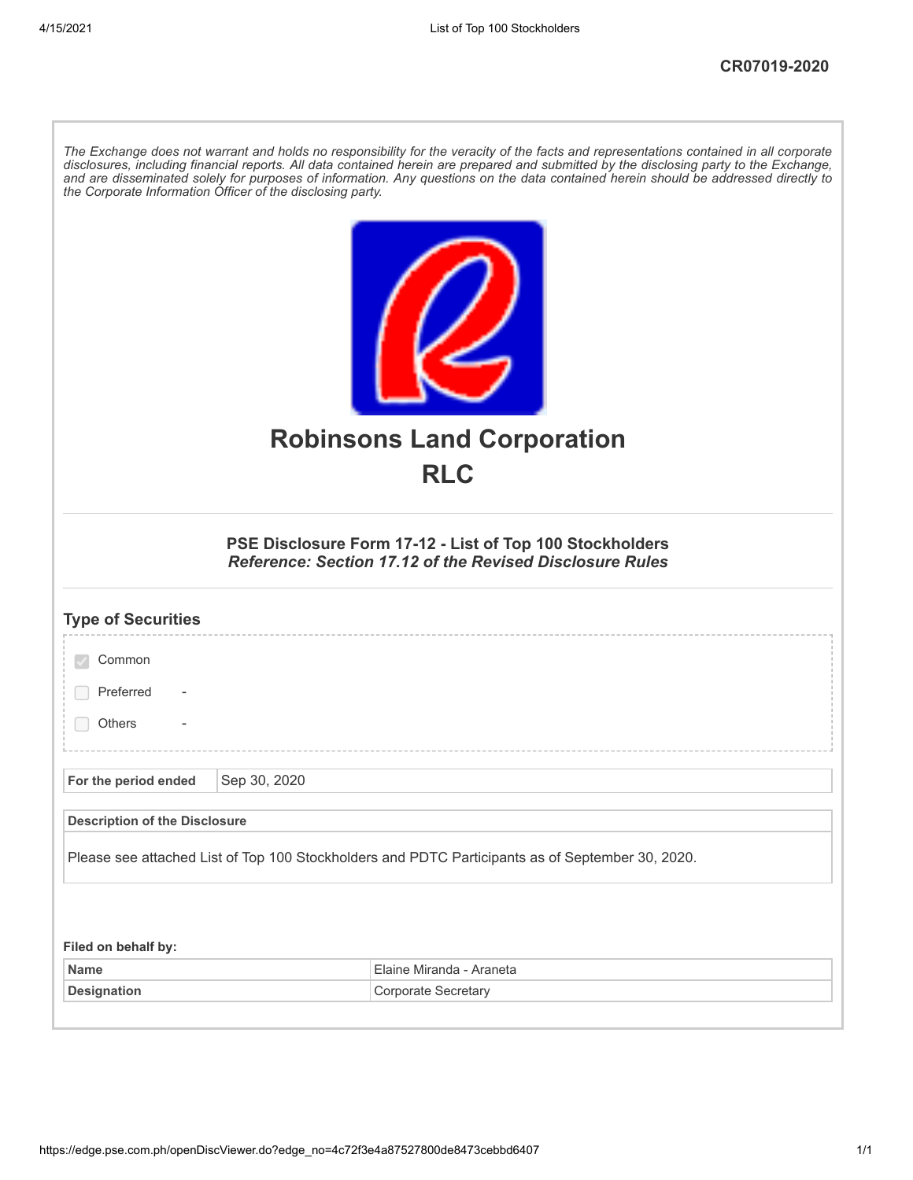CR07019-2020

*The Exchange does not warrant and holds no responsibility for the veracity of the facts and representations contained in all corporate disclosures, including financial reports. All data contained herein are prepared and submitted by the disclosing party to the Exchange, and are disseminated solely for purposes of information. Any questions on the data contained herein should be addressed directly to the Corporate Information Officer of the disclosing party.*

# Robinsons Land Corporation
# RLC

### PSE Disclosure Form 17-12 - List of Top 100 Stockholders
***Reference: Section 17.12 of the Revised Disclosure Rules***

## Type of Securities

- [x] Common
- [ ] Preferred -
- [ ] Others -

| For the period ended | Sep 30, 2020 |
|---|---|

| Description of the Disclosure |
|---|
| Please see attached List of Top 100 Stockholders and PDTC Participants as of September 30, 2020. |

**Filed on behalf by:**

| Name | Elaine Miranda - Araneta |
|---|---|
| Designation | Corporate Secretary |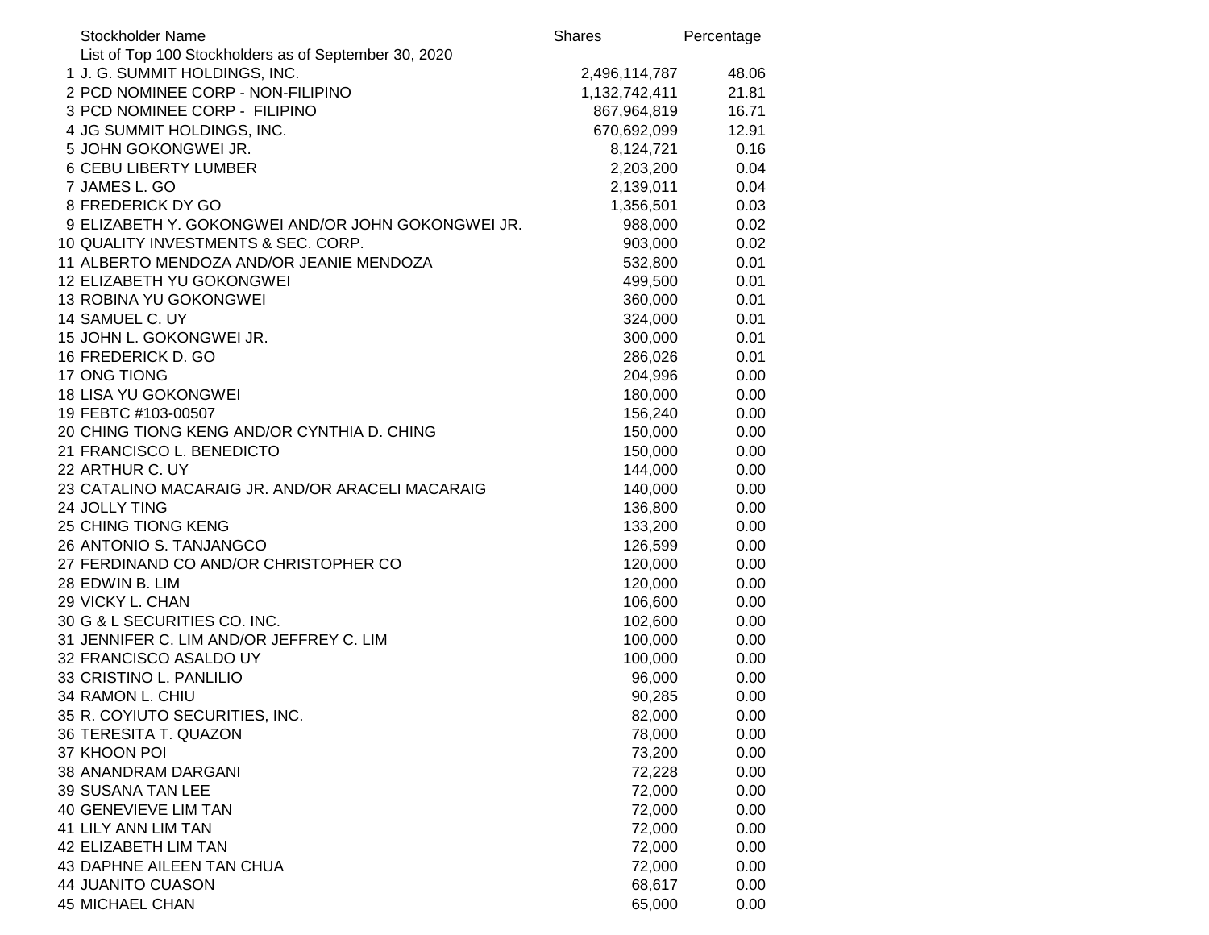| | Stockholder Name | Shares | Percentage |
|---|---|---|---|
| | List of Top 100 Stockholders as of September 30, 2020 | | |
| 1 | J. G. SUMMIT HOLDINGS, INC. | 2,496,114,787 | 48.06 |
| 2 | PCD NOMINEE CORP - NON-FILIPINO | 1,132,742,411 | 21.81 |
| 3 | PCD NOMINEE CORP - FILIPINO | 867,964,819 | 16.71 |
| 4 | JG SUMMIT HOLDINGS, INC. | 670,692,099 | 12.91 |
| 5 | JOHN GOKONGWEI JR. | 8,124,721 | 0.16 |
| 6 | CEBU LIBERTY LUMBER | 2,203,200 | 0.04 |
| 7 | JAMES L. GO | 2,139,011 | 0.04 |
| 8 | FREDERICK DY GO | 1,356,501 | 0.03 |
| 9 | ELIZABETH Y. GOKONGWEI AND/OR JOHN GOKONGWEI JR. | 988,000 | 0.02 |
| 10 | QUALITY INVESTMENTS & SEC. CORP. | 903,000 | 0.02 |
| 11 | ALBERTO MENDOZA AND/OR JEANIE MENDOZA | 532,800 | 0.01 |
| 12 | ELIZABETH YU GOKONGWEI | 499,500 | 0.01 |
| 13 | ROBINA YU GOKONGWEI | 360,000 | 0.01 |
| 14 | SAMUEL C. UY | 324,000 | 0.01 |
| 15 | JOHN L. GOKONGWEI JR. | 300,000 | 0.01 |
| 16 | FREDERICK D. GO | 286,026 | 0.01 |
| 17 | ONG TIONG | 204,996 | 0.00 |
| 18 | LISA YU GOKONGWEI | 180,000 | 0.00 |
| 19 | FEBTC #103-00507 | 156,240 | 0.00 |
| 20 | CHING TIONG KENG AND/OR CYNTHIA D. CHING | 150,000 | 0.00 |
| 21 | FRANCISCO L. BENEDICTO | 150,000 | 0.00 |
| 22 | ARTHUR C. UY | 144,000 | 0.00 |
| 23 | CATALINO MACARAIG JR. AND/OR ARACELI MACARAIG | 140,000 | 0.00 |
| 24 | JOLLY TING | 136,800 | 0.00 |
| 25 | CHING TIONG KENG | 133,200 | 0.00 |
| 26 | ANTONIO S. TANJANGCO | 126,599 | 0.00 |
| 27 | FERDINAND CO AND/OR CHRISTOPHER CO | 120,000 | 0.00 |
| 28 | EDWIN B. LIM | 120,000 | 0.00 |
| 29 | VICKY L. CHAN | 106,600 | 0.00 |
| 30 | G & L SECURITIES CO. INC. | 102,600 | 0.00 |
| 31 | JENNIFER C. LIM AND/OR JEFFREY C. LIM | 100,000 | 0.00 |
| 32 | FRANCISCO ASALDO UY | 100,000 | 0.00 |
| 33 | CRISTINO L. PANLILIO | 96,000 | 0.00 |
| 34 | RAMON L. CHIU | 90,285 | 0.00 |
| 35 | R. COYIUTO SECURITIES, INC. | 82,000 | 0.00 |
| 36 | TERESITA T. QUAZON | 78,000 | 0.00 |
| 37 | KHOON POI | 73,200 | 0.00 |
| 38 | ANANDRAM DARGANI | 72,228 | 0.00 |
| 39 | SUSANA TAN LEE | 72,000 | 0.00 |
| 40 | GENEVIEVE LIM TAN | 72,000 | 0.00 |
| 41 | LILY ANN LIM TAN | 72,000 | 0.00 |
| 42 | ELIZABETH LIM TAN | 72,000 | 0.00 |
| 43 | DAPHNE AILEEN TAN CHUA | 72,000 | 0.00 |
| 44 | JUANITO CUASON | 68,617 | 0.00 |
| 45 | MICHAEL CHAN | 65,000 | 0.00 |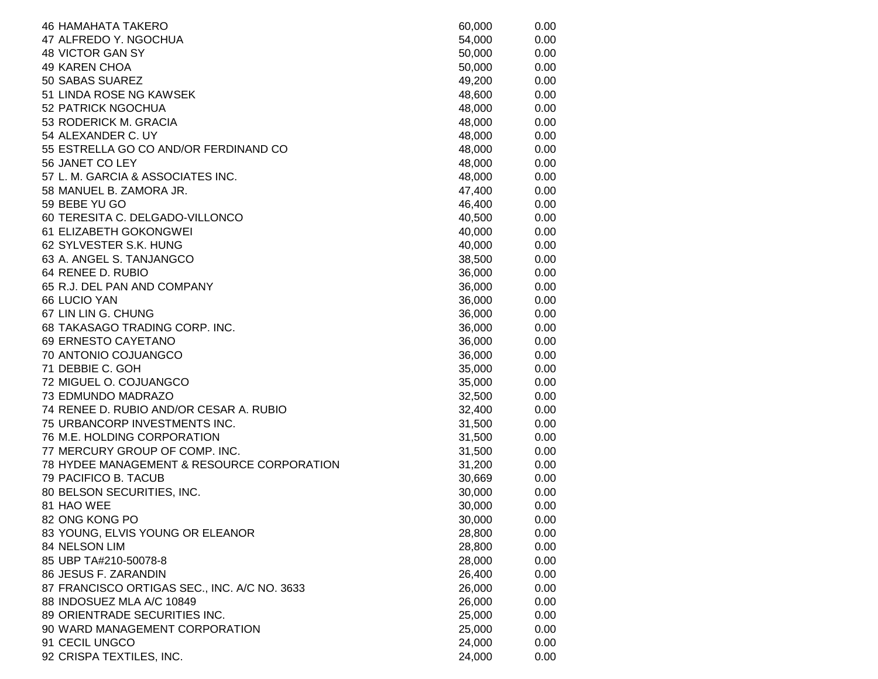| | | | |
|---|---|---|---|
| 46 | HAMAHATA TAKERO | 60,000 | 0.00 |
| 47 | ALFREDO Y. NGOCHUA | 54,000 | 0.00 |
| 48 | VICTOR GAN SY | 50,000 | 0.00 |
| 49 | KAREN CHOA | 50,000 | 0.00 |
| 50 | SABAS SUAREZ | 49,200 | 0.00 |
| 51 | LINDA ROSE NG KAWSEK | 48,600 | 0.00 |
| 52 | PATRICK NGOCHUA | 48,000 | 0.00 |
| 53 | RODERICK M. GRACIA | 48,000 | 0.00 |
| 54 | ALEXANDER C. UY | 48,000 | 0.00 |
| 55 | ESTRELLA GO CO AND/OR FERDINAND CO | 48,000 | 0.00 |
| 56 | JANET CO LEY | 48,000 | 0.00 |
| 57 | L. M. GARCIA & ASSOCIATES INC. | 48,000 | 0.00 |
| 58 | MANUEL B. ZAMORA JR. | 47,400 | 0.00 |
| 59 | BEBE YU GO | 46,400 | 0.00 |
| 60 | TERESITA C. DELGADO-VILLONCO | 40,500 | 0.00 |
| 61 | ELIZABETH GOKONGWEI | 40,000 | 0.00 |
| 62 | SYLVESTER S.K. HUNG | 40,000 | 0.00 |
| 63 | A. ANGEL S. TANJANGCO | 38,500 | 0.00 |
| 64 | RENEE D. RUBIO | 36,000 | 0.00 |
| 65 | R.J. DEL PAN AND COMPANY | 36,000 | 0.00 |
| 66 | LUCIO YAN | 36,000 | 0.00 |
| 67 | LIN LIN G. CHUNG | 36,000 | 0.00 |
| 68 | TAKASAGO TRADING CORP. INC. | 36,000 | 0.00 |
| 69 | ERNESTO CAYETANO | 36,000 | 0.00 |
| 70 | ANTONIO COJUANGCO | 36,000 | 0.00 |
| 71 | DEBBIE C. GOH | 35,000 | 0.00 |
| 72 | MIGUEL O. COJUANGCO | 35,000 | 0.00 |
| 73 | EDMUNDO MADRAZO | 32,500 | 0.00 |
| 74 | RENEE D. RUBIO AND/OR CESAR A. RUBIO | 32,400 | 0.00 |
| 75 | URBANCORP INVESTMENTS INC. | 31,500 | 0.00 |
| 76 | M.E. HOLDING CORPORATION | 31,500 | 0.00 |
| 77 | MERCURY GROUP OF COMP. INC. | 31,500 | 0.00 |
| 78 | HYDEE MANAGEMENT & RESOURCE CORPORATION | 31,200 | 0.00 |
| 79 | PACIFICO B. TACUB | 30,669 | 0.00 |
| 80 | BELSON SECURITIES, INC. | 30,000 | 0.00 |
| 81 | HAO WEE | 30,000 | 0.00 |
| 82 | ONG KONG PO | 30,000 | 0.00 |
| 83 | YOUNG, ELVIS YOUNG OR ELEANOR | 28,800 | 0.00 |
| 84 | NELSON LIM | 28,800 | 0.00 |
| 85 | UBP TA#210-50078-8 | 28,000 | 0.00 |
| 86 | JESUS F. ZARANDIN | 26,400 | 0.00 |
| 87 | FRANCISCO ORTIGAS SEC., INC. A/C NO. 3633 | 26,000 | 0.00 |
| 88 | INDOSUEZ MLA A/C 10849 | 26,000 | 0.00 |
| 89 | ORIENTRADE SECURITIES INC. | 25,000 | 0.00 |
| 90 | WARD MANAGEMENT CORPORATION | 25,000 | 0.00 |
| 91 | CECIL UNGCO | 24,000 | 0.00 |
| 92 | CRISPA TEXTILES, INC. | 24,000 | 0.00 |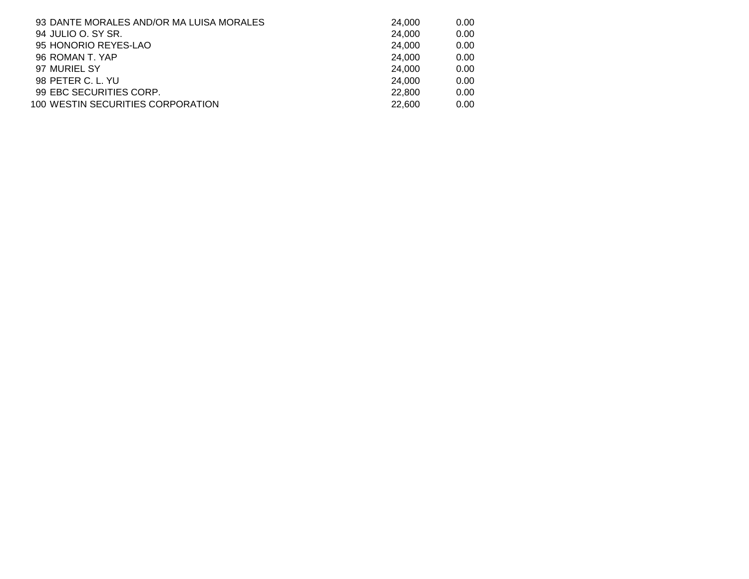| | | | |
|---|---|---|---|
| 93 | DANTE MORALES AND/OR MA LUISA MORALES | 24,000 | 0.00 |
| 94 | JULIO O. SY SR. | 24,000 | 0.00 |
| 95 | HONORIO REYES-LAO | 24,000 | 0.00 |
| 96 | ROMAN T. YAP | 24,000 | 0.00 |
| 97 | MURIEL SY | 24,000 | 0.00 |
| 98 | PETER C. L. YU | 24,000 | 0.00 |
| 99 | EBC SECURITIES CORP. | 22,800 | 0.00 |
| 100 | WESTIN SECURITIES CORPORATION | 22,600 | 0.00 |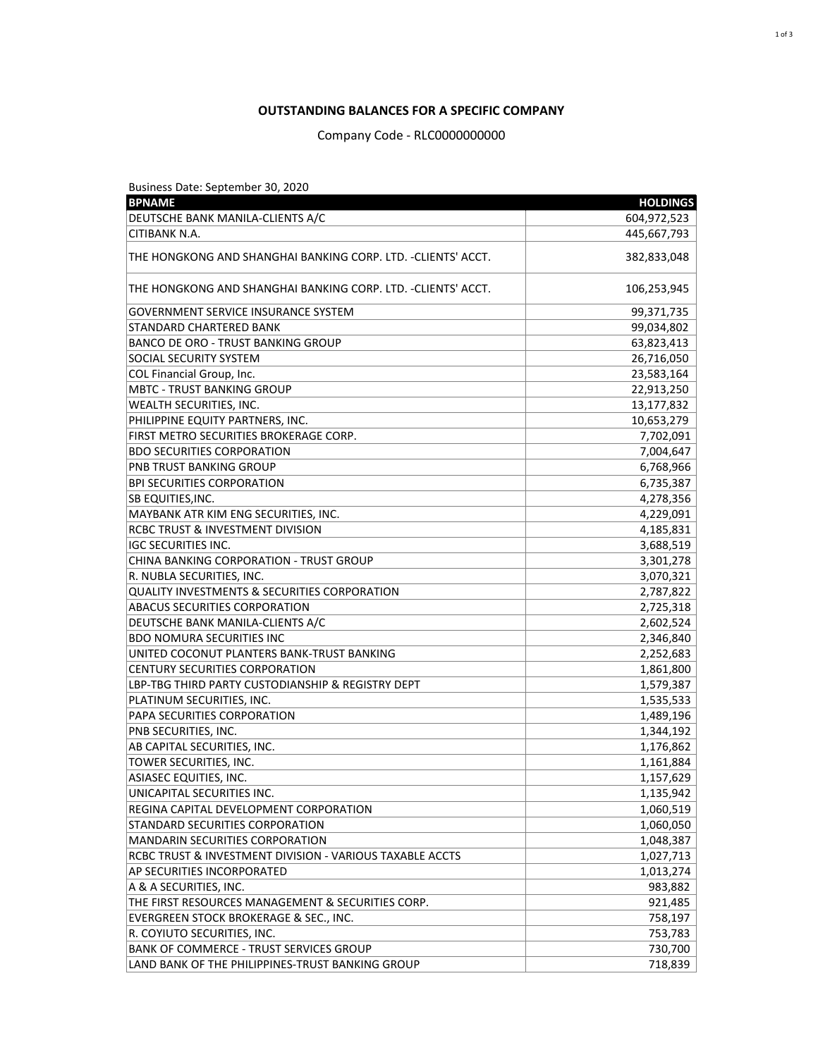## OUTSTANDING BALANCES FOR A SPECIFIC COMPANY

Company Code - RLC0000000000

Business Date: September 30, 2020

| BPNAME | HOLDINGS |
|---|---|
| DEUTSCHE BANK MANILA-CLIENTS A/C | 604,972,523 |
| CITIBANK N.A. | 445,667,793 |
| THE HONGKONG AND SHANGHAI BANKING CORP. LTD. -CLIENTS' ACCT. | 382,833,048 |
| THE HONGKONG AND SHANGHAI BANKING CORP. LTD. -CLIENTS' ACCT. | 106,253,945 |
| GOVERNMENT SERVICE INSURANCE SYSTEM | 99,371,735 |
| STANDARD CHARTERED BANK | 99,034,802 |
| BANCO DE ORO - TRUST BANKING GROUP | 63,823,413 |
| SOCIAL SECURITY SYSTEM | 26,716,050 |
| COL Financial Group, Inc. | 23,583,164 |
| MBTC - TRUST BANKING GROUP | 22,913,250 |
| WEALTH SECURITIES, INC. | 13,177,832 |
| PHILIPPINE EQUITY PARTNERS, INC. | 10,653,279 |
| FIRST METRO SECURITIES BROKERAGE CORP. | 7,702,091 |
| BDO SECURITIES CORPORATION | 7,004,647 |
| PNB TRUST BANKING GROUP | 6,768,966 |
| BPI SECURITIES CORPORATION | 6,735,387 |
| SB EQUITIES,INC. | 4,278,356 |
| MAYBANK ATR KIM ENG SECURITIES, INC. | 4,229,091 |
| RCBC TRUST & INVESTMENT DIVISION | 4,185,831 |
| IGC SECURITIES INC. | 3,688,519 |
| CHINA BANKING CORPORATION - TRUST GROUP | 3,301,278 |
| R. NUBLA SECURITIES, INC. | 3,070,321 |
| QUALITY INVESTMENTS & SECURITIES CORPORATION | 2,787,822 |
| ABACUS SECURITIES CORPORATION | 2,725,318 |
| DEUTSCHE BANK MANILA-CLIENTS A/C | 2,602,524 |
| BDO NOMURA SECURITIES INC | 2,346,840 |
| UNITED COCONUT PLANTERS BANK-TRUST BANKING | 2,252,683 |
| CENTURY SECURITIES CORPORATION | 1,861,800 |
| LBP-TBG THIRD PARTY CUSTODIANSHIP & REGISTRY DEPT | 1,579,387 |
| PLATINUM SECURITIES, INC. | 1,535,533 |
| PAPA SECURITIES CORPORATION | 1,489,196 |
| PNB SECURITIES, INC. | 1,344,192 |
| AB CAPITAL SECURITIES, INC. | 1,176,862 |
| TOWER SECURITIES, INC. | 1,161,884 |
| ASIASEC EQUITIES, INC. | 1,157,629 |
| UNICAPITAL SECURITIES INC. | 1,135,942 |
| REGINA CAPITAL DEVELOPMENT CORPORATION | 1,060,519 |
| STANDARD SECURITIES CORPORATION | 1,060,050 |
| MANDARIN SECURITIES CORPORATION | 1,048,387 |
| RCBC TRUST & INVESTMENT DIVISION - VARIOUS TAXABLE ACCTS | 1,027,713 |
| AP SECURITIES INCORPORATED | 1,013,274 |
| A & A SECURITIES, INC. | 983,882 |
| THE FIRST RESOURCES MANAGEMENT & SECURITIES CORP. | 921,485 |
| EVERGREEN STOCK BROKERAGE & SEC., INC. | 758,197 |
| R. COYIUTO SECURITIES, INC. | 753,783 |
| BANK OF COMMERCE - TRUST SERVICES GROUP | 730,700 |
| LAND BANK OF THE PHILIPPINES-TRUST BANKING GROUP | 718,839 |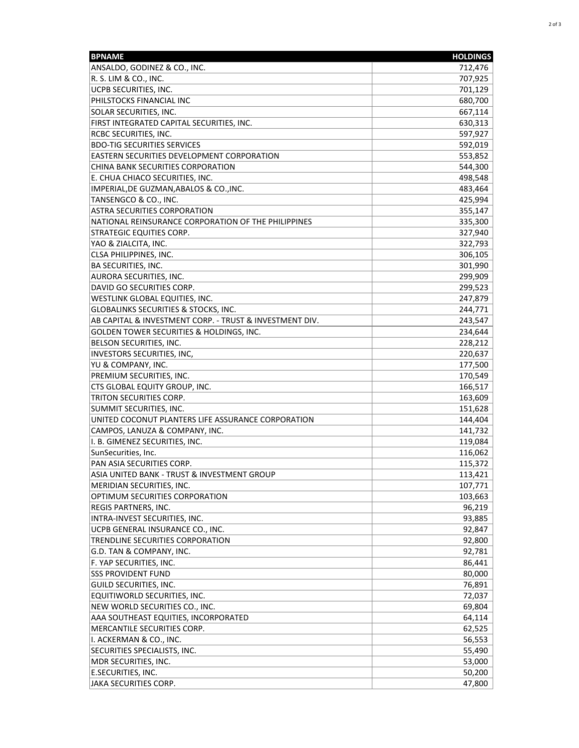| BPNAME | HOLDINGS |
|---|---:|
| ANSALDO, GODINEZ & CO., INC. | 712,476 |
| R. S. LIM & CO., INC. | 707,925 |
| UCPB SECURITIES, INC. | 701,129 |
| PHILSTOCKS FINANCIAL INC | 680,700 |
| SOLAR SECURITIES, INC. | 667,114 |
| FIRST INTEGRATED CAPITAL SECURITIES, INC. | 630,313 |
| RCBC SECURITIES, INC. | 597,927 |
| BDO-TIG SECURITIES SERVICES | 592,019 |
| EASTERN SECURITIES DEVELOPMENT CORPORATION | 553,852 |
| CHINA BANK SECURITIES CORPORATION | 544,300 |
| E. CHUA CHIACO SECURITIES, INC. | 498,548 |
| IMPERIAL,DE GUZMAN,ABALOS & CO.,INC. | 483,464 |
| TANSENGCO & CO., INC. | 425,994 |
| ASTRA SECURITIES CORPORATION | 355,147 |
| NATIONAL REINSURANCE CORPORATION OF THE PHILIPPINES | 335,300 |
| STRATEGIC EQUITIES CORP. | 327,940 |
| YAO & ZIALCITA, INC. | 322,793 |
| CLSA PHILIPPINES, INC. | 306,105 |
| BA SECURITIES, INC. | 301,990 |
| AURORA SECURITIES, INC. | 299,909 |
| DAVID GO SECURITIES CORP. | 299,523 |
| WESTLINK GLOBAL EQUITIES, INC. | 247,879 |
| GLOBALINKS SECURITIES & STOCKS, INC. | 244,771 |
| AB CAPITAL & INVESTMENT CORP. - TRUST & INVESTMENT DIV. | 243,547 |
| GOLDEN TOWER SECURITIES & HOLDINGS, INC. | 234,644 |
| BELSON SECURITIES, INC. | 228,212 |
| INVESTORS SECURITIES, INC, | 220,637 |
| YU & COMPANY, INC. | 177,500 |
| PREMIUM SECURITIES, INC. | 170,549 |
| CTS GLOBAL EQUITY GROUP, INC. | 166,517 |
| TRITON SECURITIES CORP. | 163,609 |
| SUMMIT SECURITIES, INC. | 151,628 |
| UNITED COCONUT PLANTERS LIFE ASSURANCE CORPORATION | 144,404 |
| CAMPOS, LANUZA & COMPANY, INC. | 141,732 |
| I. B. GIMENEZ SECURITIES, INC. | 119,084 |
| SunSecurities, Inc. | 116,062 |
| PAN ASIA SECURITIES CORP. | 115,372 |
| ASIA UNITED BANK - TRUST & INVESTMENT GROUP | 113,421 |
| MERIDIAN SECURITIES, INC. | 107,771 |
| OPTIMUM SECURITIES CORPORATION | 103,663 |
| REGIS PARTNERS, INC. | 96,219 |
| INTRA-INVEST SECURITIES, INC. | 93,885 |
| UCPB GENERAL INSURANCE CO., INC. | 92,847 |
| TRENDLINE SECURITIES CORPORATION | 92,800 |
| G.D. TAN & COMPANY, INC. | 92,781 |
| F. YAP SECURITIES, INC. | 86,441 |
| SSS PROVIDENT FUND | 80,000 |
| GUILD SECURITIES, INC. | 76,891 |
| EQUITIWORLD SECURITIES, INC. | 72,037 |
| NEW WORLD SECURITIES CO., INC. | 69,804 |
| AAA SOUTHEAST EQUITIES, INCORPORATED | 64,114 |
| MERCANTILE SECURITIES CORP. | 62,525 |
| I. ACKERMAN & CO., INC. | 56,553 |
| SECURITIES SPECIALISTS, INC. | 55,490 |
| MDR SECURITIES, INC. | 53,000 |
| E.SECURITIES, INC. | 50,200 |
| JAKA SECURITIES CORP. | 47,800 |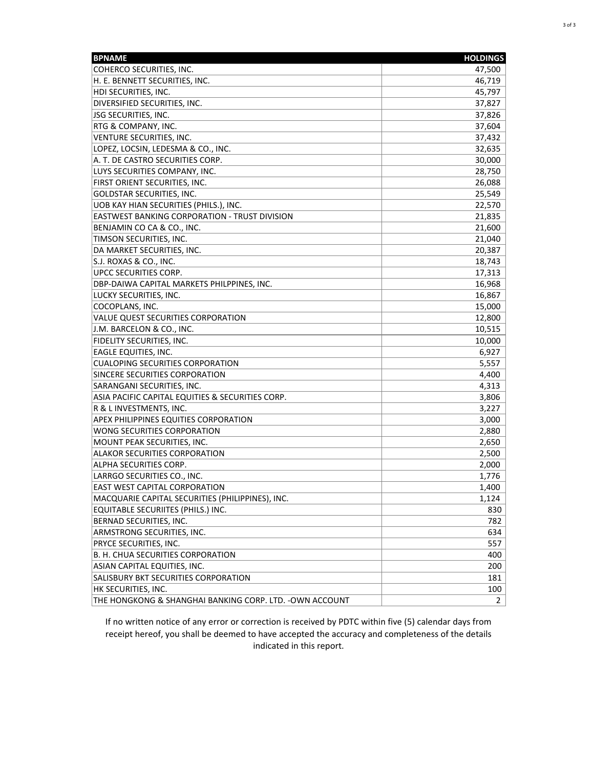| BPNAME | HOLDINGS |
| --- | --- |
| COHERCO SECURITIES, INC. | 47,500 |
| H. E. BENNETT SECURITIES, INC. | 46,719 |
| HDI SECURITIES, INC. | 45,797 |
| DIVERSIFIED SECURITIES, INC. | 37,827 |
| JSG SECURITIES, INC. | 37,826 |
| RTG & COMPANY, INC. | 37,604 |
| VENTURE SECURITIES, INC. | 37,432 |
| LOPEZ, LOCSIN, LEDESMA & CO., INC. | 32,635 |
| A. T. DE CASTRO SECURITIES CORP. | 30,000 |
| LUYS SECURITIES COMPANY, INC. | 28,750 |
| FIRST ORIENT SECURITIES, INC. | 26,088 |
| GOLDSTAR SECURITIES, INC. | 25,549 |
| UOB KAY HIAN SECURITIES (PHILS.), INC. | 22,570 |
| EASTWEST BANKING CORPORATION - TRUST DIVISION | 21,835 |
| BENJAMIN CO CA & CO., INC. | 21,600 |
| TIMSON SECURITIES, INC. | 21,040 |
| DA MARKET SECURITIES, INC. | 20,387 |
| S.J. ROXAS & CO., INC. | 18,743 |
| UPCC SECURITIES CORP. | 17,313 |
| DBP-DAIWA CAPITAL MARKETS PHILPPINES, INC. | 16,968 |
| LUCKY SECURITIES, INC. | 16,867 |
| COCOPLANS, INC. | 15,000 |
| VALUE QUEST SECURITIES CORPORATION | 12,800 |
| J.M. BARCELON & CO., INC. | 10,515 |
| FIDELITY SECURITIES, INC. | 10,000 |
| EAGLE EQUITIES, INC. | 6,927 |
| CUALOPING SECURITIES CORPORATION | 5,557 |
| SINCERE SECURITIES CORPORATION | 4,400 |
| SARANGANI SECURITIES, INC. | 4,313 |
| ASIA PACIFIC CAPITAL EQUITIES & SECURITIES CORP. | 3,806 |
| R & L INVESTMENTS, INC. | 3,227 |
| APEX PHILIPPINES EQUITIES CORPORATION | 3,000 |
| WONG SECURITIES CORPORATION | 2,880 |
| MOUNT PEAK SECURITIES, INC. | 2,650 |
| ALAKOR SECURITIES CORPORATION | 2,500 |
| ALPHA SECURITIES CORP. | 2,000 |
| LARRGO SECURITIES CO., INC. | 1,776 |
| EAST WEST CAPITAL CORPORATION | 1,400 |
| MACQUARIE CAPITAL SECURITIES (PHILIPPINES), INC. | 1,124 |
| EQUITABLE SECURIITES (PHILS.) INC. | 830 |
| BERNAD SECURITIES, INC. | 782 |
| ARMSTRONG SECURITIES, INC. | 634 |
| PRYCE SECURITIES, INC. | 557 |
| B. H. CHUA SECURITIES CORPORATION | 400 |
| ASIAN CAPITAL EQUITIES, INC. | 200 |
| SALISBURY BKT SECURITIES CORPORATION | 181 |
| HK SECURITIES, INC. | 100 |
| THE HONGKONG & SHANGHAI BANKING CORP. LTD. -OWN ACCOUNT | 2 |

If no written notice of any error or correction is received by PDTC within five (5) calendar days from receipt hereof, you shall be deemed to have accepted the accuracy and completeness of the details indicated in this report.